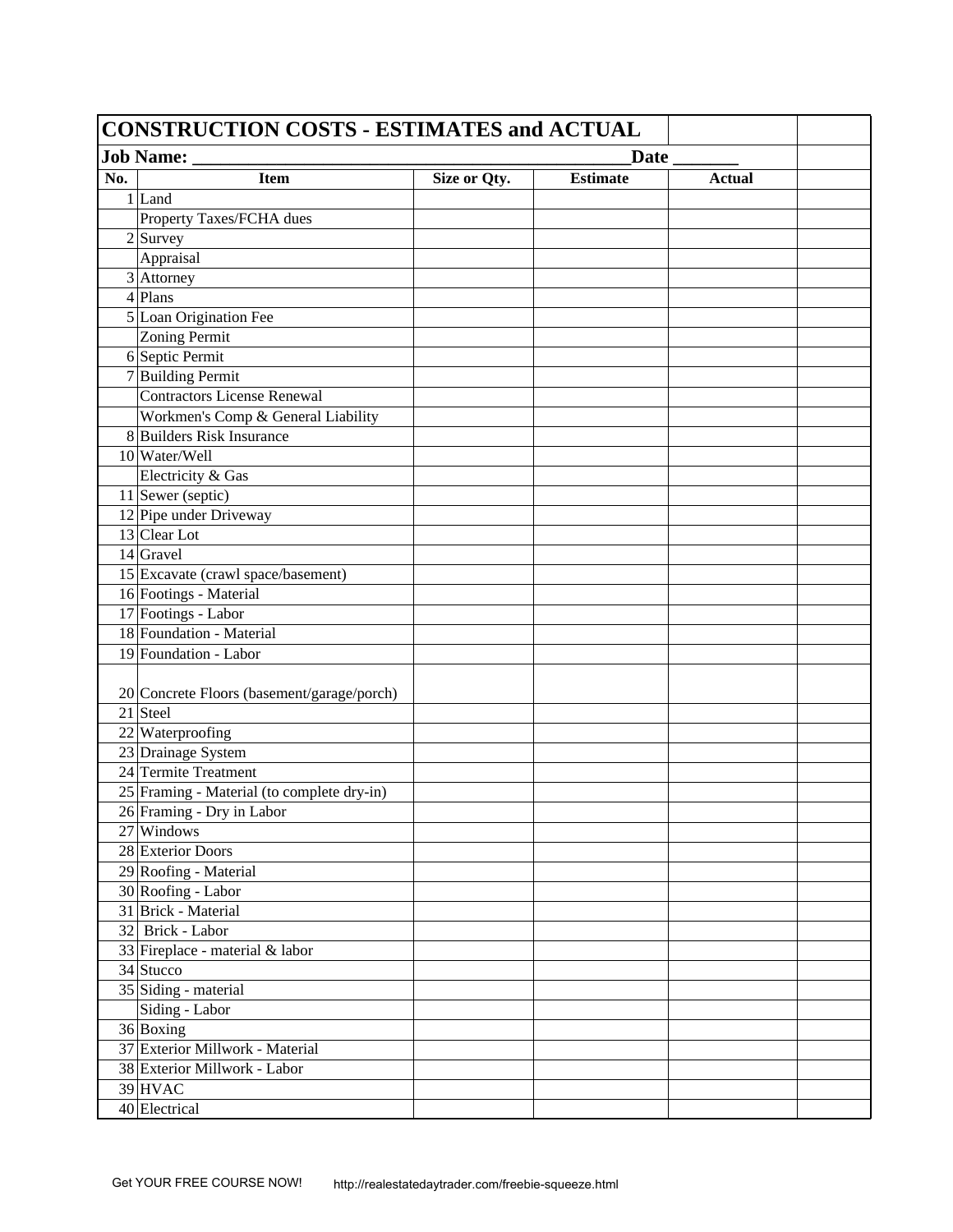# CONSTRUCTION COSTS - ESTIMATES and ACTUAL

**Job Name:** ______________________________________________ **Date** _______

| No. | Item | Size or Qty. | Estimate | Actual | |
|---|---|---|---|---|---|
| 1 | Land | | | | |
| | Property Taxes/FCHA dues | | | | |
| 2 | Survey | | | | |
| | Appraisal | | | | |
| 3 | Attorney | | | | |
| 4 | Plans | | | | |
| 5 | Loan Origination Fee | | | | |
| | Zoning Permit | | | | |
| 6 | Septic Permit | | | | |
| 7 | Building Permit | | | | |
| | Contractors License Renewal | | | | |
| | Workmen's Comp & General Liability | | | | |
| 8 | Builders Risk Insurance | | | | |
| 10 | Water/Well | | | | |
| | Electricity & Gas | | | | |
| 11 | Sewer (septic) | | | | |
| 12 | Pipe under Driveway | | | | |
| 13 | Clear Lot | | | | |
| 14 | Gravel | | | | |
| 15 | Excavate (crawl space/basement) | | | | |
| 16 | Footings - Material | | | | |
| 17 | Footings - Labor | | | | |
| 18 | Foundation - Material | | | | |
| 19 | Foundation - Labor | | | | |
| 20 | Concrete Floors (basement/garage/porch) | | | | |
| 21 | Steel | | | | |
| 22 | Waterproofing | | | | |
| 23 | Drainage System | | | | |
| 24 | Termite Treatment | | | | |
| 25 | Framing - Material (to complete dry-in) | | | | |
| 26 | Framing - Dry in Labor | | | | |
| 27 | Windows | | | | |
| 28 | Exterior Doors | | | | |
| 29 | Roofing - Material | | | | |
| 30 | Roofing - Labor | | | | |
| 31 | Brick - Material | | | | |
| 32 | Brick - Labor | | | | |
| 33 | Fireplace - material & labor | | | | |
| 34 | Stucco | | | | |
| 35 | Siding - material | | | | |
| | Siding - Labor | | | | |
| 36 | Boxing | | | | |
| 37 | Exterior Millwork - Material | | | | |
| 38 | Exterior Millwork - Labor | | | | |
| 39 | HVAC | | | | |
| 40 | Electrical | | | | |

Get YOUR FREE COURSE NOW! http://realestatedaytrader.com/freebie-squeeze.html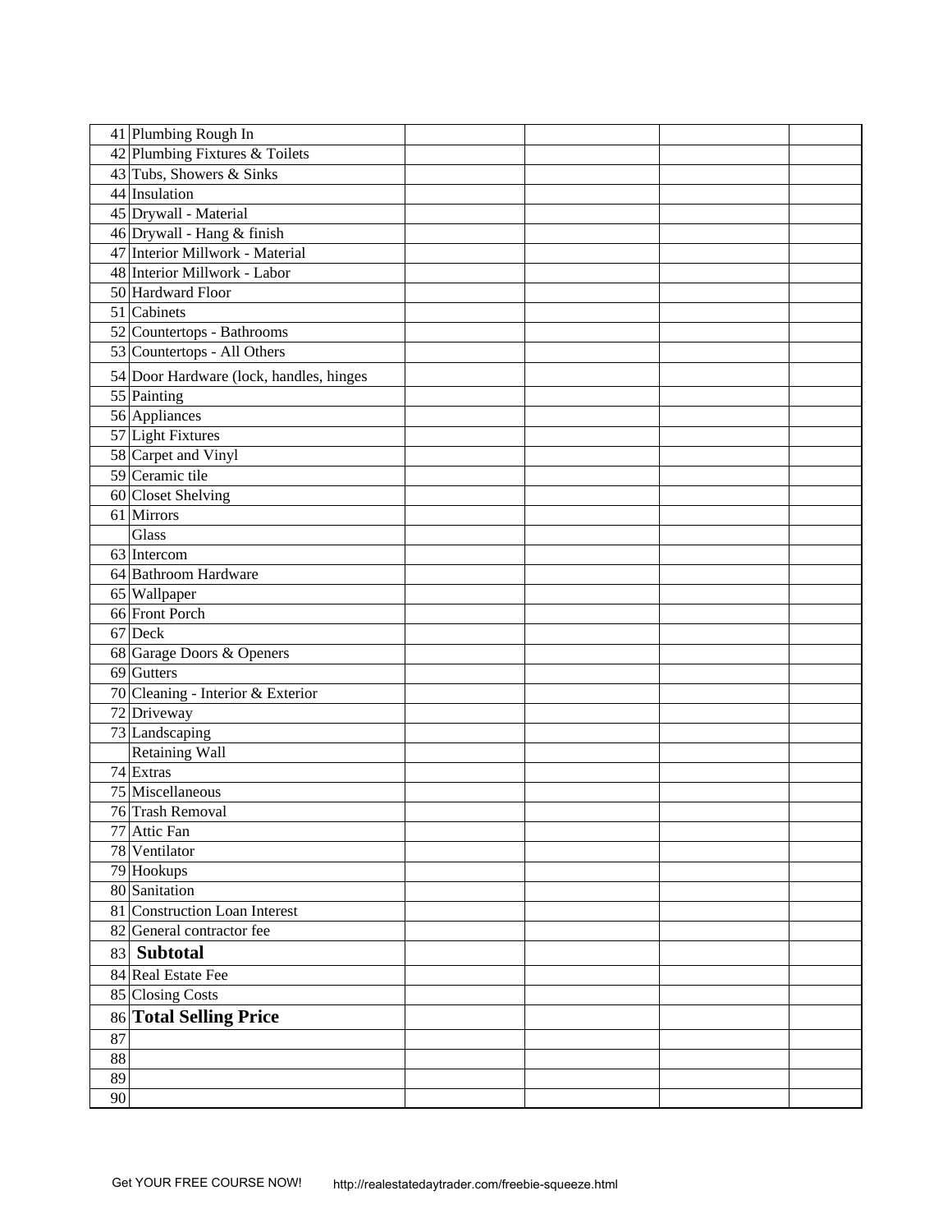| | | | | | |
|---|---|---|---|---|---|
| 41 | Plumbing Rough In | | | | |
| 42 | Plumbing Fixtures & Toilets | | | | |
| 43 | Tubs, Showers & Sinks | | | | |
| 44 | Insulation | | | | |
| 45 | Drywall - Material | | | | |
| 46 | Drywall - Hang & finish | | | | |
| 47 | Interior Millwork - Material | | | | |
| 48 | Interior Millwork - Labor | | | | |
| 50 | Hardward Floor | | | | |
| 51 | Cabinets | | | | |
| 52 | Countertops - Bathrooms | | | | |
| 53 | Countertops - All Others | | | | |
| 54 | Door Hardware (lock, handles, hinges | | | | |
| 55 | Painting | | | | |
| 56 | Appliances | | | | |
| 57 | Light Fixtures | | | | |
| 58 | Carpet and Vinyl | | | | |
| 59 | Ceramic tile | | | | |
| 60 | Closet Shelving | | | | |
| 61 | Mirrors | | | | |
| | Glass | | | | |
| 63 | Intercom | | | | |
| 64 | Bathroom Hardware | | | | |
| 65 | Wallpaper | | | | |
| 66 | Front Porch | | | | |
| 67 | Deck | | | | |
| 68 | Garage Doors & Openers | | | | |
| 69 | Gutters | | | | |
| 70 | Cleaning - Interior & Exterior | | | | |
| 72 | Driveway | | | | |
| 73 | Landscaping | | | | |
| | Retaining Wall | | | | |
| 74 | Extras | | | | |
| 75 | Miscellaneous | | | | |
| 76 | Trash Removal | | | | |
| 77 | Attic Fan | | | | |
| 78 | Ventilator | | | | |
| 79 | Hookups | | | | |
| 80 | Sanitation | | | | |
| 81 | Construction Loan Interest | | | | |
| 82 | General contractor fee | | | | |
| 83 | **Subtotal** | | | | |
| 84 | Real Estate Fee | | | | |
| 85 | Closing Costs | | | | |
| 86 | **Total Selling Price** | | | | |
| 87 | | | | | |
| 88 | | | | | |
| 89 | | | | | |
| 90 | | | | | |

Get YOUR FREE COURSE NOW! http://realestatedaytrader.com/freebie-squeeze.html